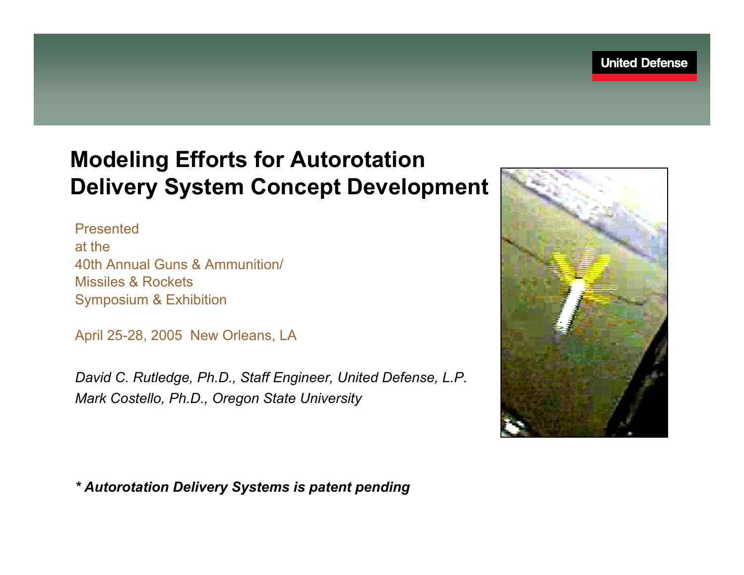United Defense

# Modeling Efforts for Autorotation Delivery System Concept Development

Presented
at the
40th Annual Guns & Ammunition/
Missiles & Rockets
Symposium & Exhibition

April 25-28, 2005 New Orleans, LA

*David C. Rutledge, Ph.D., Staff Engineer, United Defense, L.P.*
*Mark Costello, Ph.D., Oregon State University*

***\* Autorotation Delivery Systems is patent pending***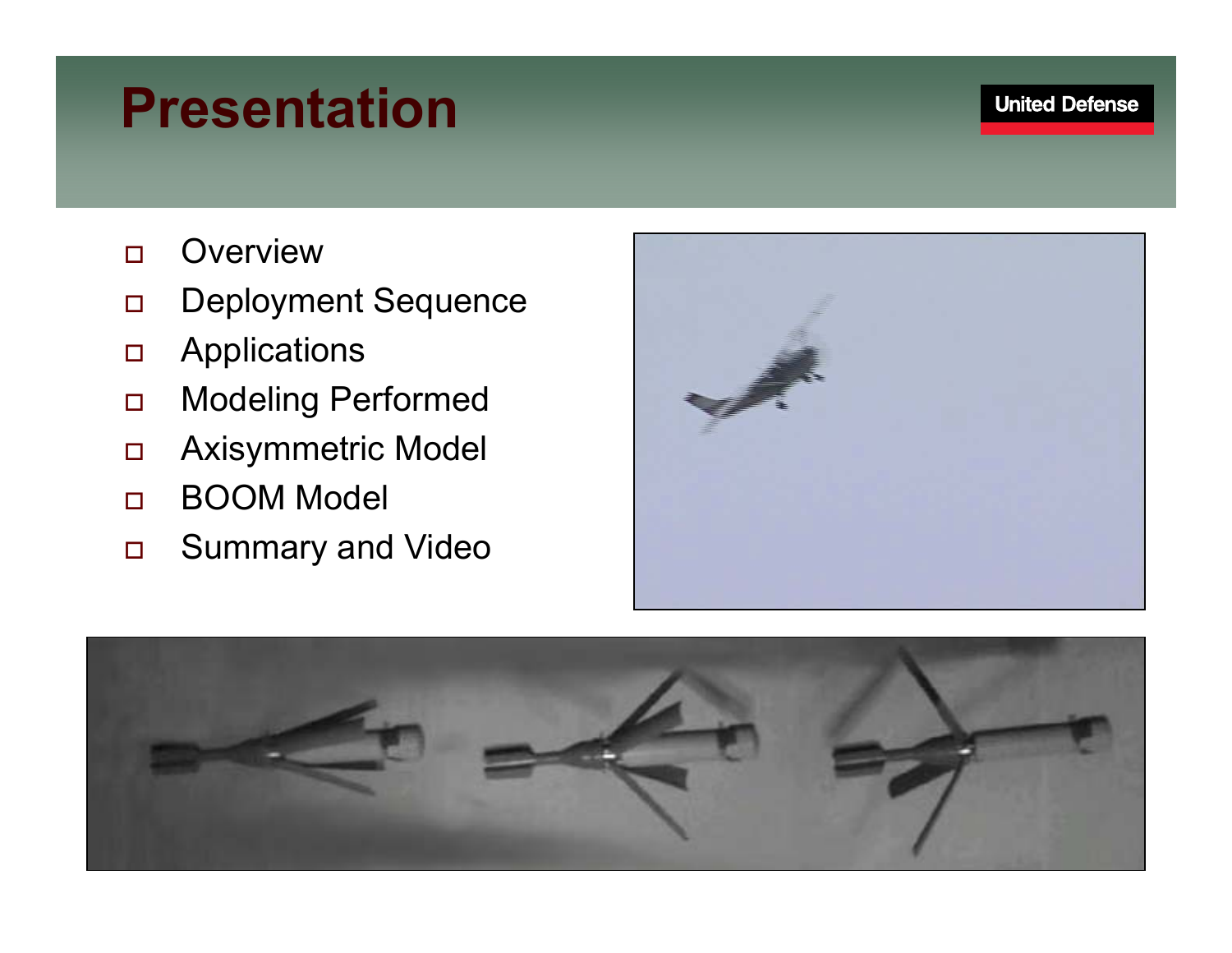# Presentation

United Defense

- Overview
- Deployment Sequence
- Applications
- Modeling Performed
- Axisymmetric Model
- BOOM Model
- Summary and Video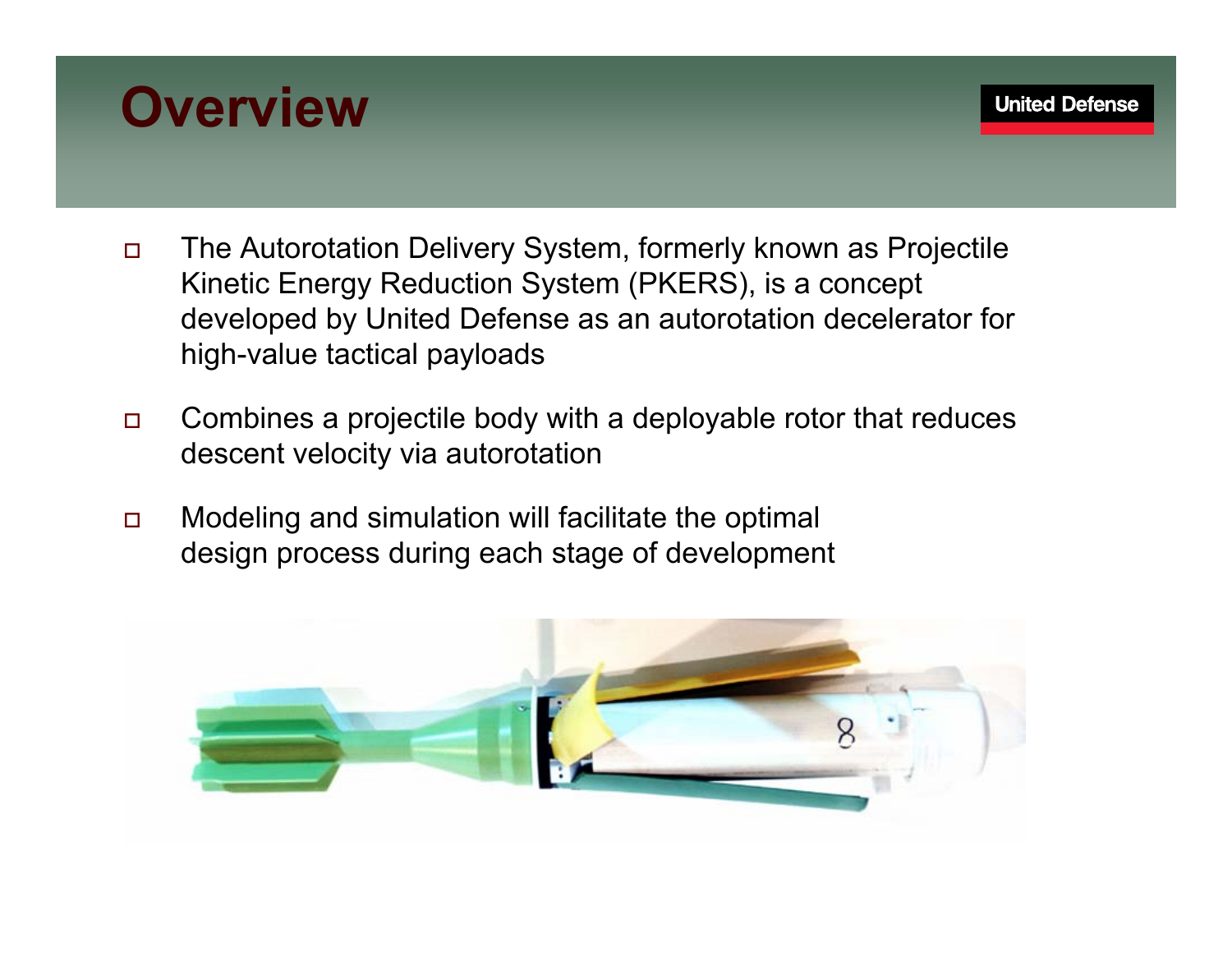# Overview

United Defense

- The Autorotation Delivery System, formerly known as Projectile Kinetic Energy Reduction System (PKERS), is a concept developed by United Defense as an autorotation decelerator for high-value tactical payloads
- Combines a projectile body with a deployable rotor that reduces descent velocity via autorotation
- Modeling and simulation will facilitate the optimal design process during each stage of development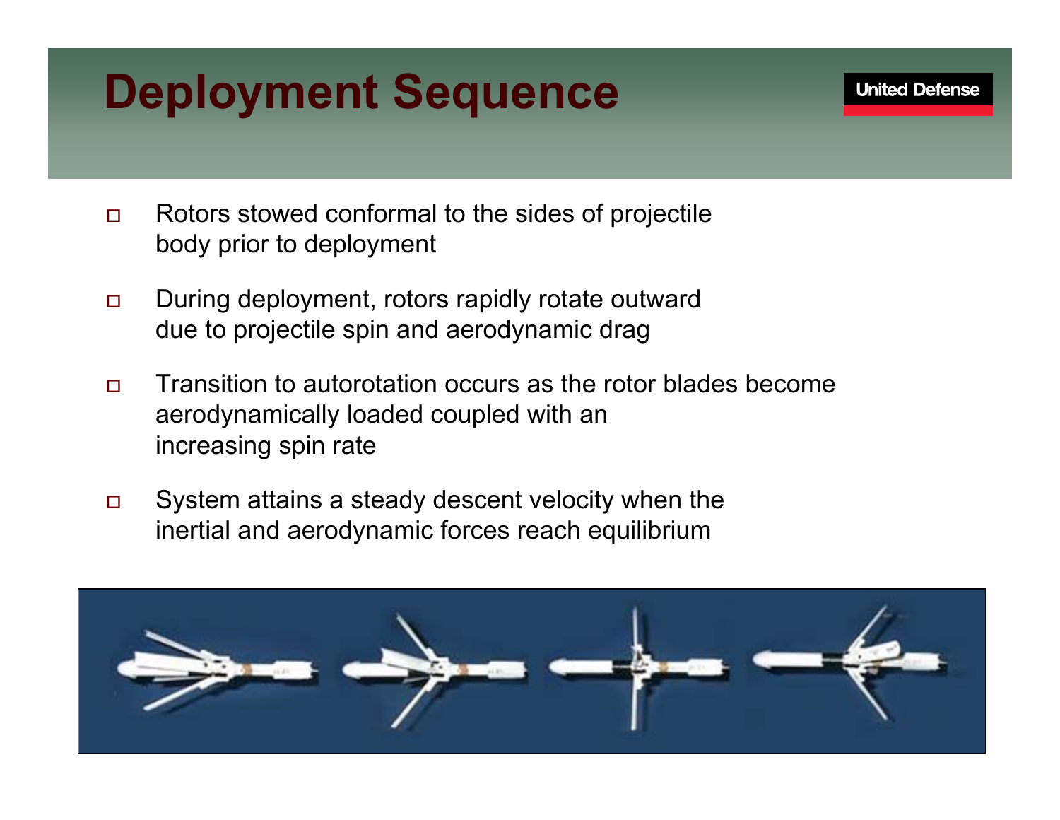# Deployment Sequence

- Rotors stowed conformal to the sides of projectile body prior to deployment
- During deployment, rotors rapidly rotate outward due to projectile spin and aerodynamic drag
- Transition to autorotation occurs as the rotor blades become aerodynamically loaded coupled with an increasing spin rate
- System attains a steady descent velocity when the inertial and aerodynamic forces reach equilibrium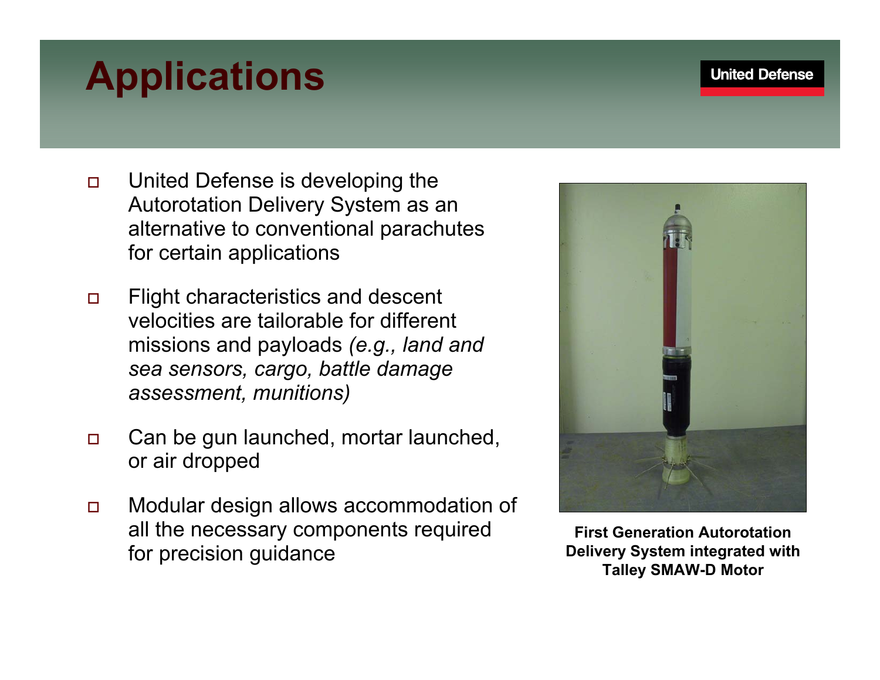# Applications

United Defense

- United Defense is developing the Autorotation Delivery System as an alternative to conventional parachutes for certain applications
- Flight characteristics and descent velocities are tailorable for different missions and payloads *(e.g., land and sea sensors, cargo, battle damage assessment, munitions)*
- Can be gun launched, mortar launched, or air dropped
- Modular design allows accommodation of all the necessary components required for precision guidance

**First Generation Autorotation Delivery System integrated with Talley SMAW-D Motor**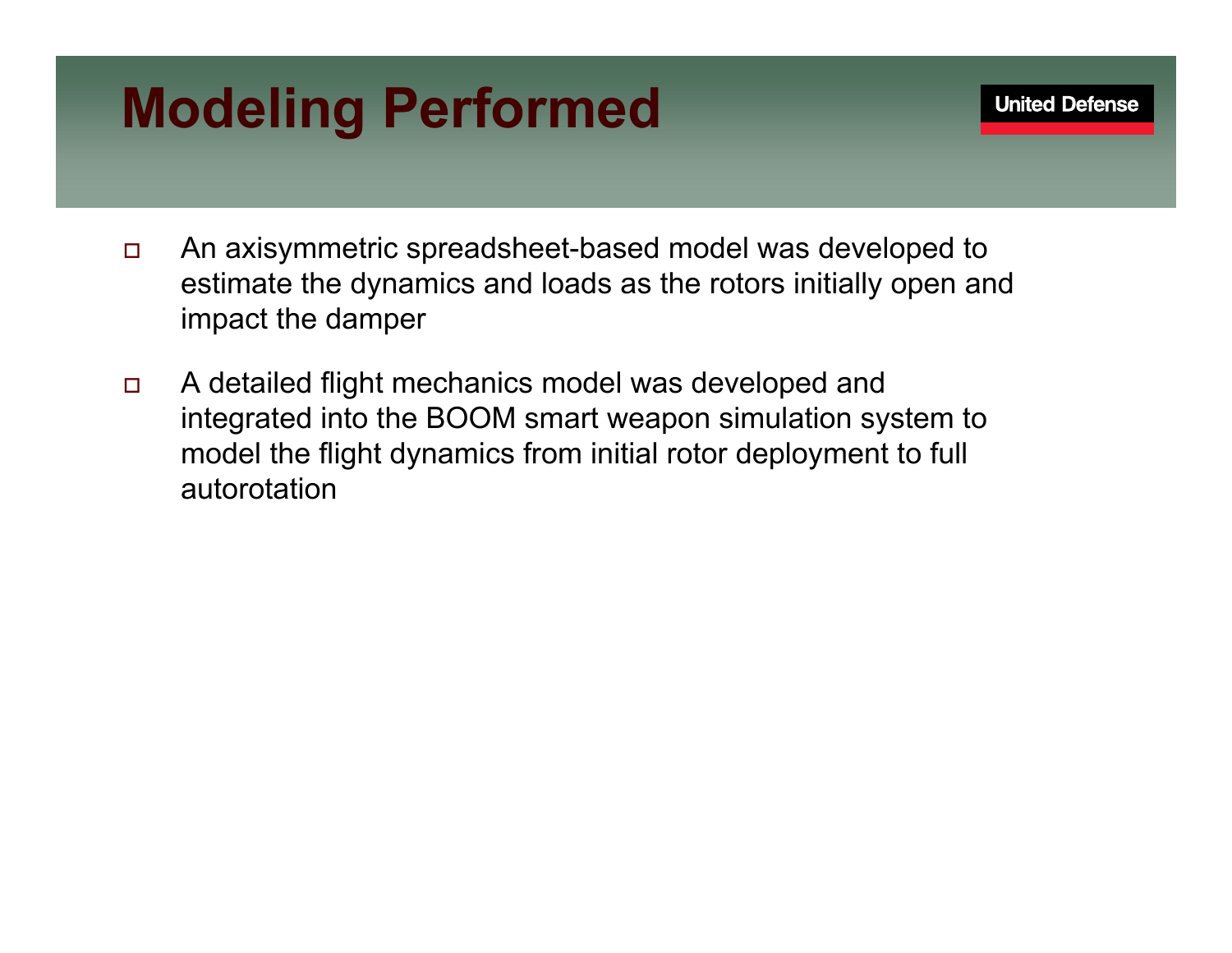# Modeling Performed

United Defense

- An axisymmetric spreadsheet-based model was developed to estimate the dynamics and loads as the rotors initially open and impact the damper
- A detailed flight mechanics model was developed and integrated into the BOOM smart weapon simulation system to model the flight dynamics from initial rotor deployment to full autorotation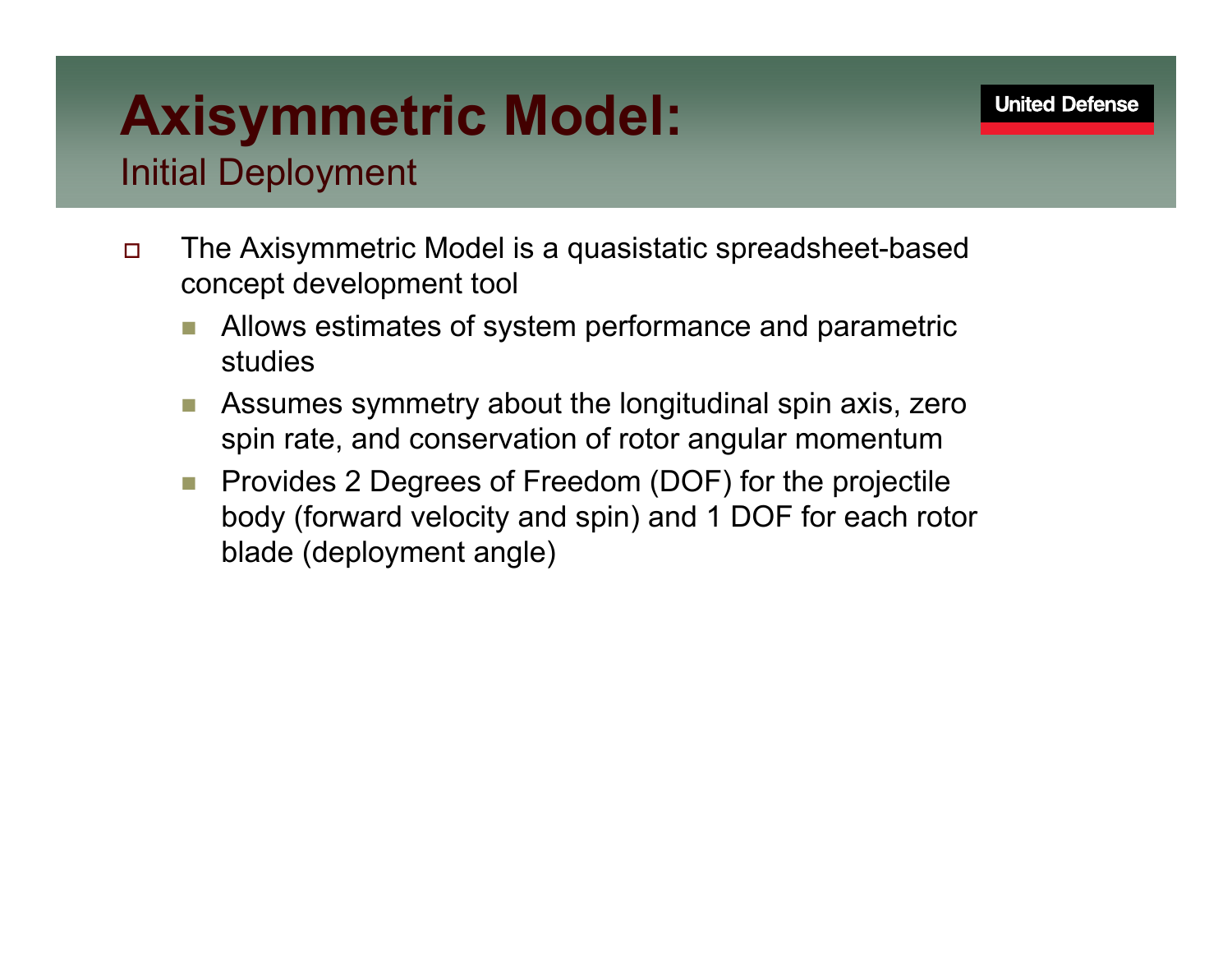# Axisymmetric Model:

## Initial Deployment

United Defense

- The Axisymmetric Model is a quasistatic spreadsheet-based concept development tool
  - Allows estimates of system performance and parametric studies
  - Assumes symmetry about the longitudinal spin axis, zero spin rate, and conservation of rotor angular momentum
  - Provides 2 Degrees of Freedom (DOF) for the projectile body (forward velocity and spin) and 1 DOF for each rotor blade (deployment angle)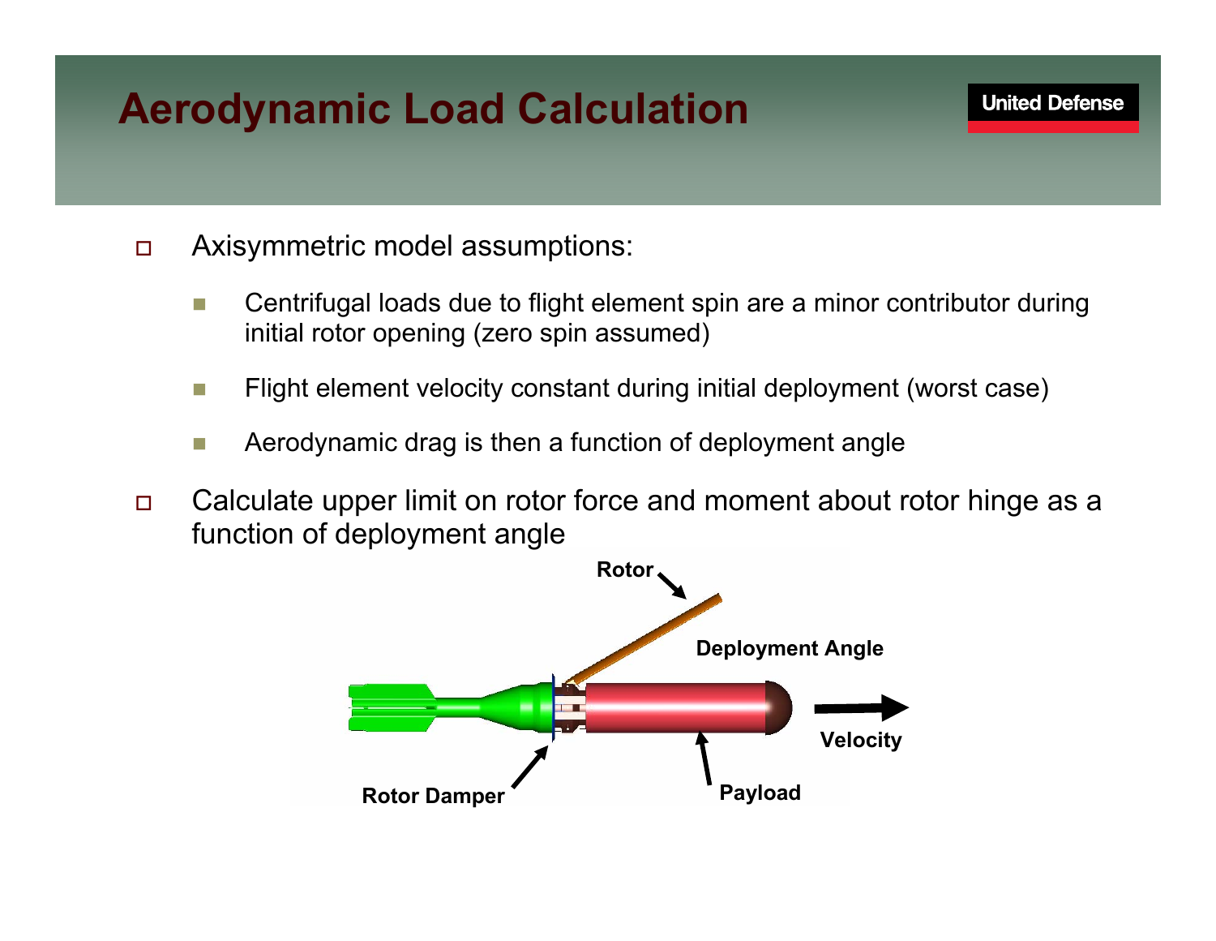# Aerodynamic Load Calculation

- Axisymmetric model assumptions:
  - Centrifugal loads due to flight element spin are a minor contributor during initial rotor opening (zero spin assumed)
  - Flight element velocity constant during initial deployment (worst case)
  - Aerodynamic drag is then a function of deployment angle
- Calculate upper limit on rotor force and moment about rotor hinge as a function of deployment angle

Rotor

Deployment Angle

Velocity

Rotor Damper

Payload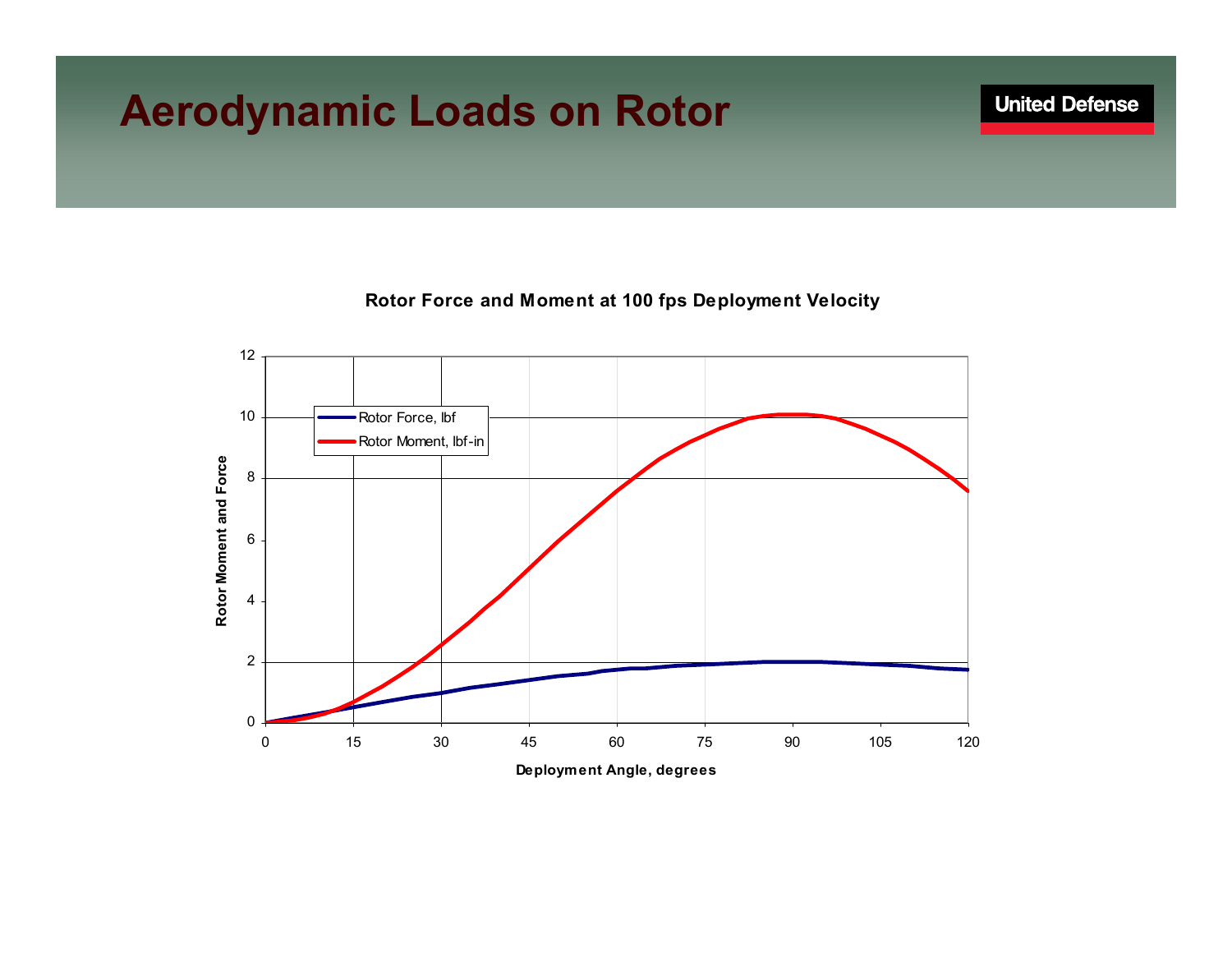# Aerodynamic Loads on Rotor

United Defense

**Rotor Force and Moment at 100 fps Deployment Velocity**

- Rotor Force, lbf
- Rotor Moment, lbf-in

Rotor Moment and Force

Deployment Angle, degrees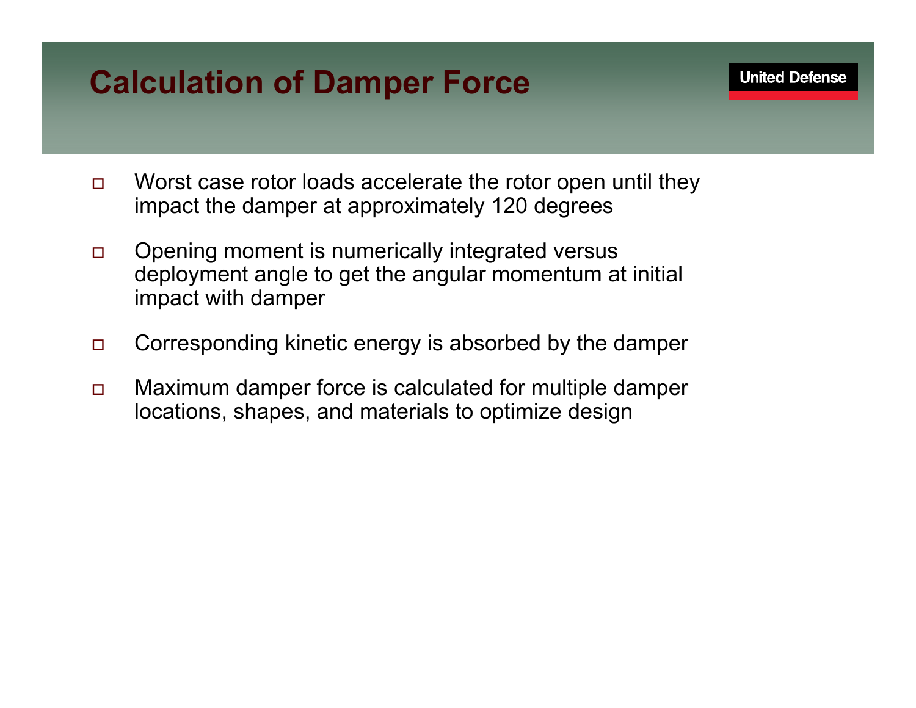# Calculation of Damper Force

United Defense

- Worst case rotor loads accelerate the rotor open until they impact the damper at approximately 120 degrees
- Opening moment is numerically integrated versus deployment angle to get the angular momentum at initial impact with damper
- Corresponding kinetic energy is absorbed by the damper
- Maximum damper force is calculated for multiple damper locations, shapes, and materials to optimize design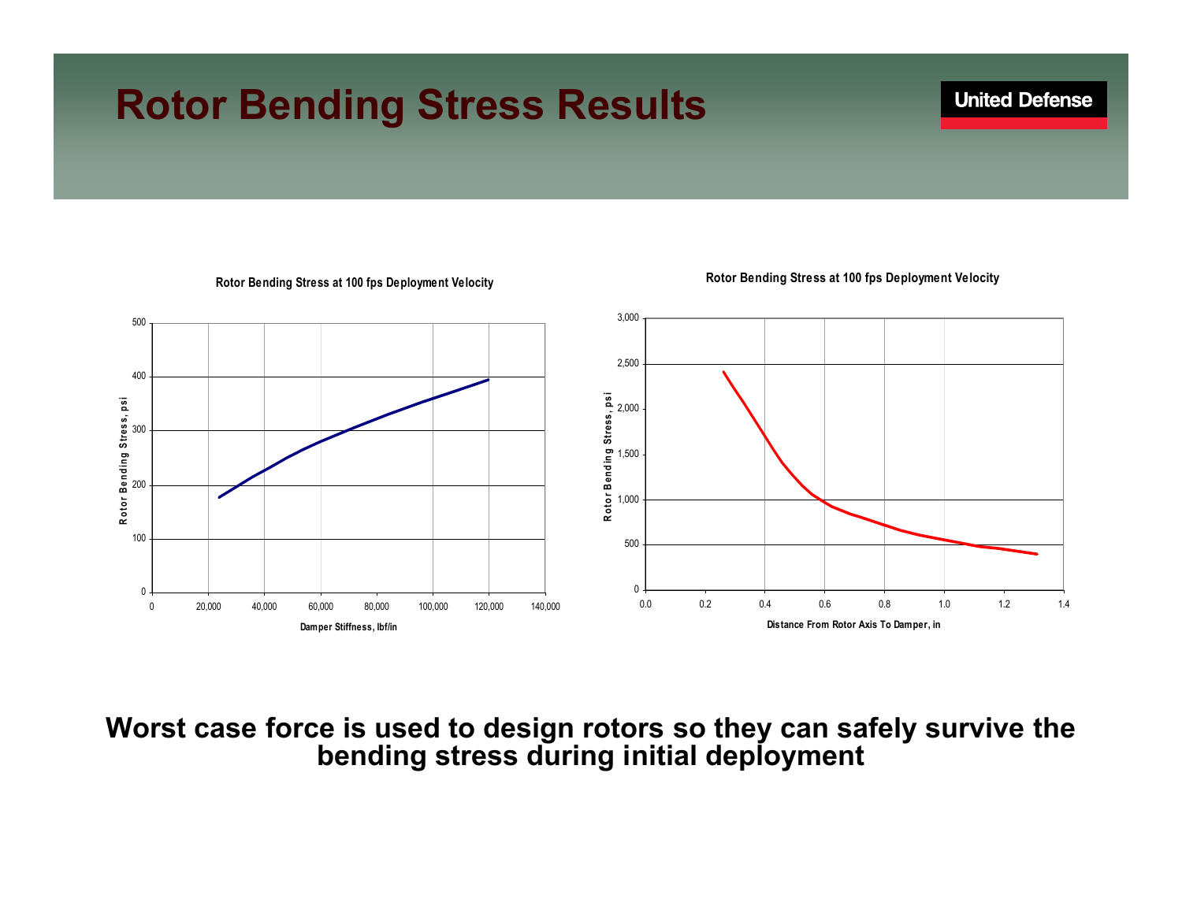# Rotor Bending Stress Results

United Defense

Rotor Bending Stress at 100 fps Deployment Velocity

Rotor Bending Stress, psi

Damper Stiffness, lbf/in

Rotor Bending Stress at 100 fps Deployment Velocity

Rotor Bending Stress, psi

Distance From Rotor Axis To Damper, in

**Worst case force is used to design rotors so they can safely survive the bending stress during initial deployment**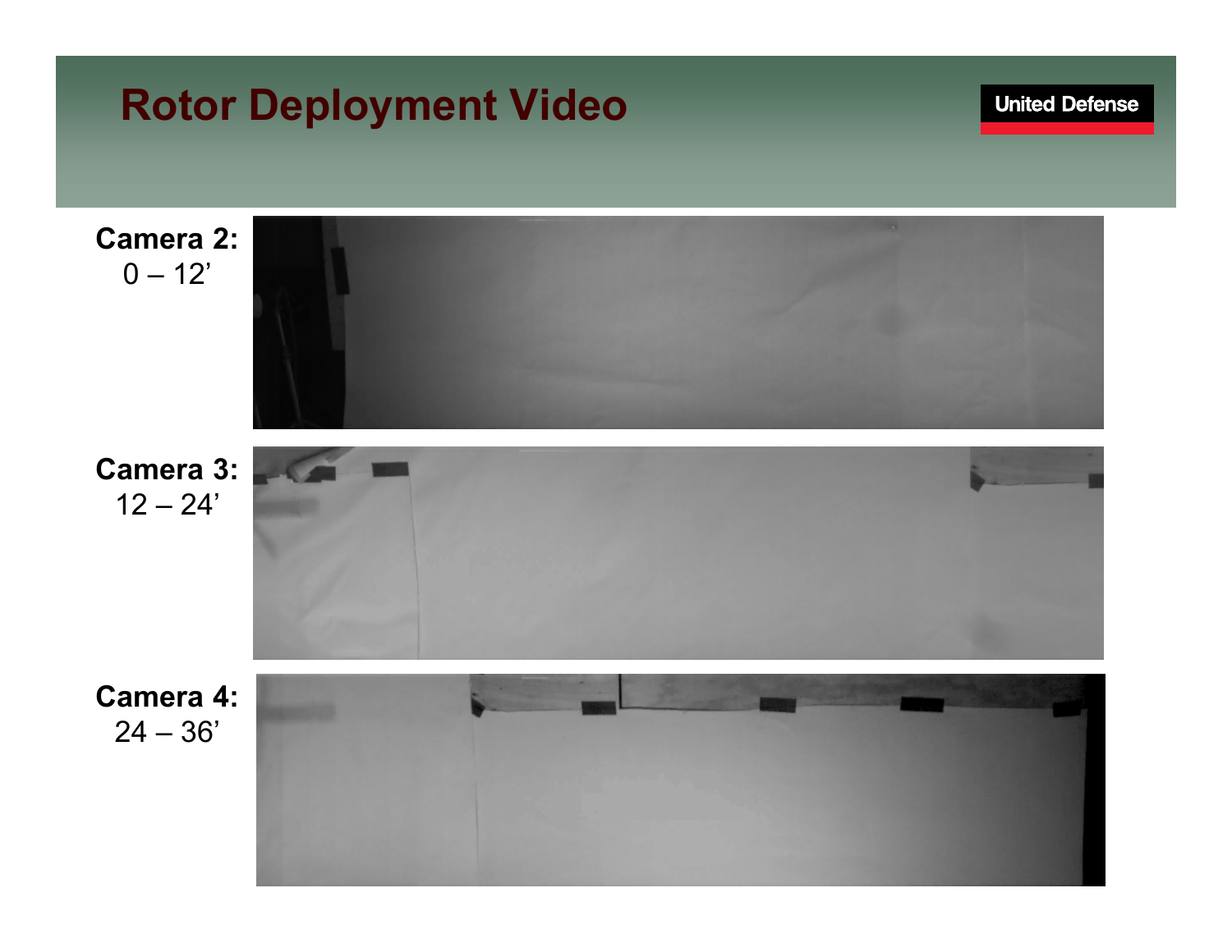# Rotor Deployment Video

**Camera 2:**
0 – 12’

**Camera 3:**
12 – 24’

**Camera 4:**
24 – 36’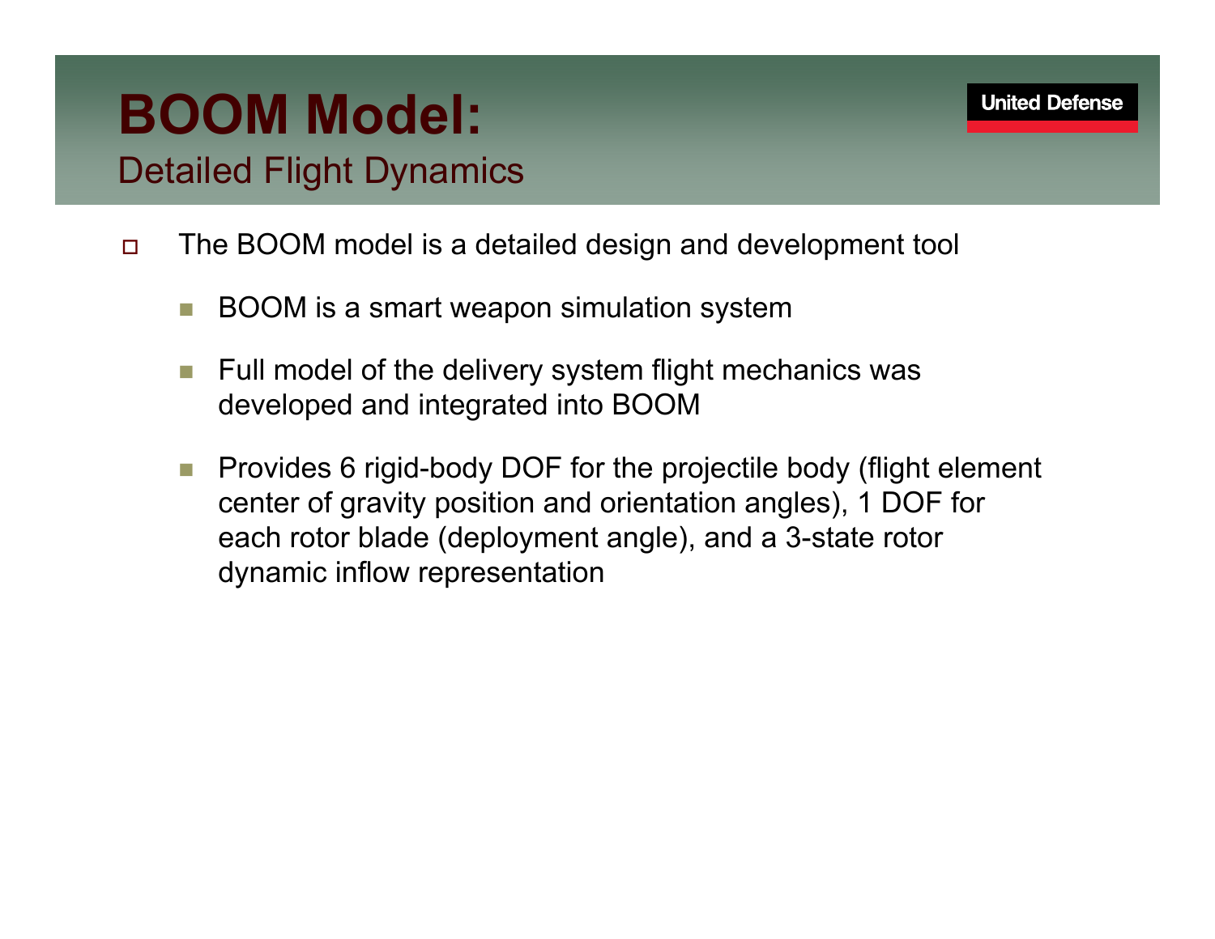# BOOM Model:

## Detailed Flight Dynamics

United Defense

- The BOOM model is a detailed design and development tool
  - BOOM is a smart weapon simulation system
  - Full model of the delivery system flight mechanics was developed and integrated into BOOM
  - Provides 6 rigid-body DOF for the projectile body (flight element center of gravity position and orientation angles), 1 DOF for each rotor blade (deployment angle), and a 3-state rotor dynamic inflow representation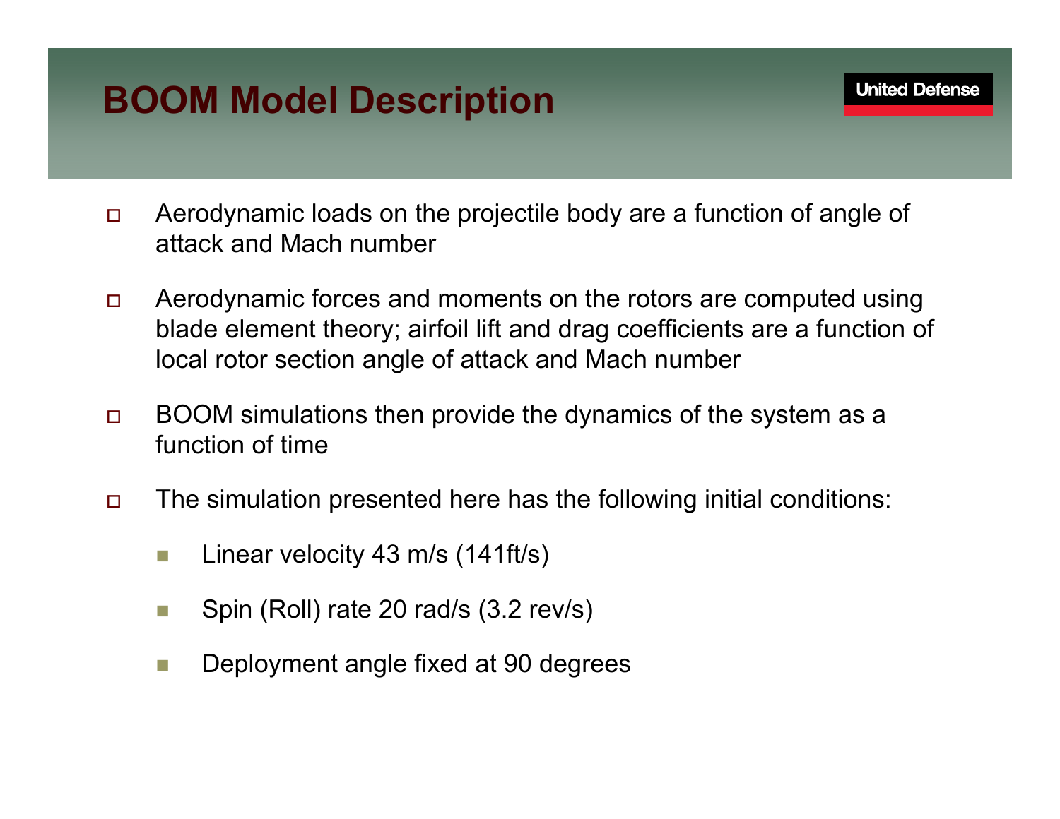# BOOM Model Description

United Defense

- Aerodynamic loads on the projectile body are a function of angle of attack and Mach number
- Aerodynamic forces and moments on the rotors are computed using blade element theory; airfoil lift and drag coefficients are a function of local rotor section angle of attack and Mach number
- BOOM simulations then provide the dynamics of the system as a function of time
- The simulation presented here has the following initial conditions:
  - Linear velocity 43 m/s (141ft/s)
  - Spin (Roll) rate 20 rad/s (3.2 rev/s)
  - Deployment angle fixed at 90 degrees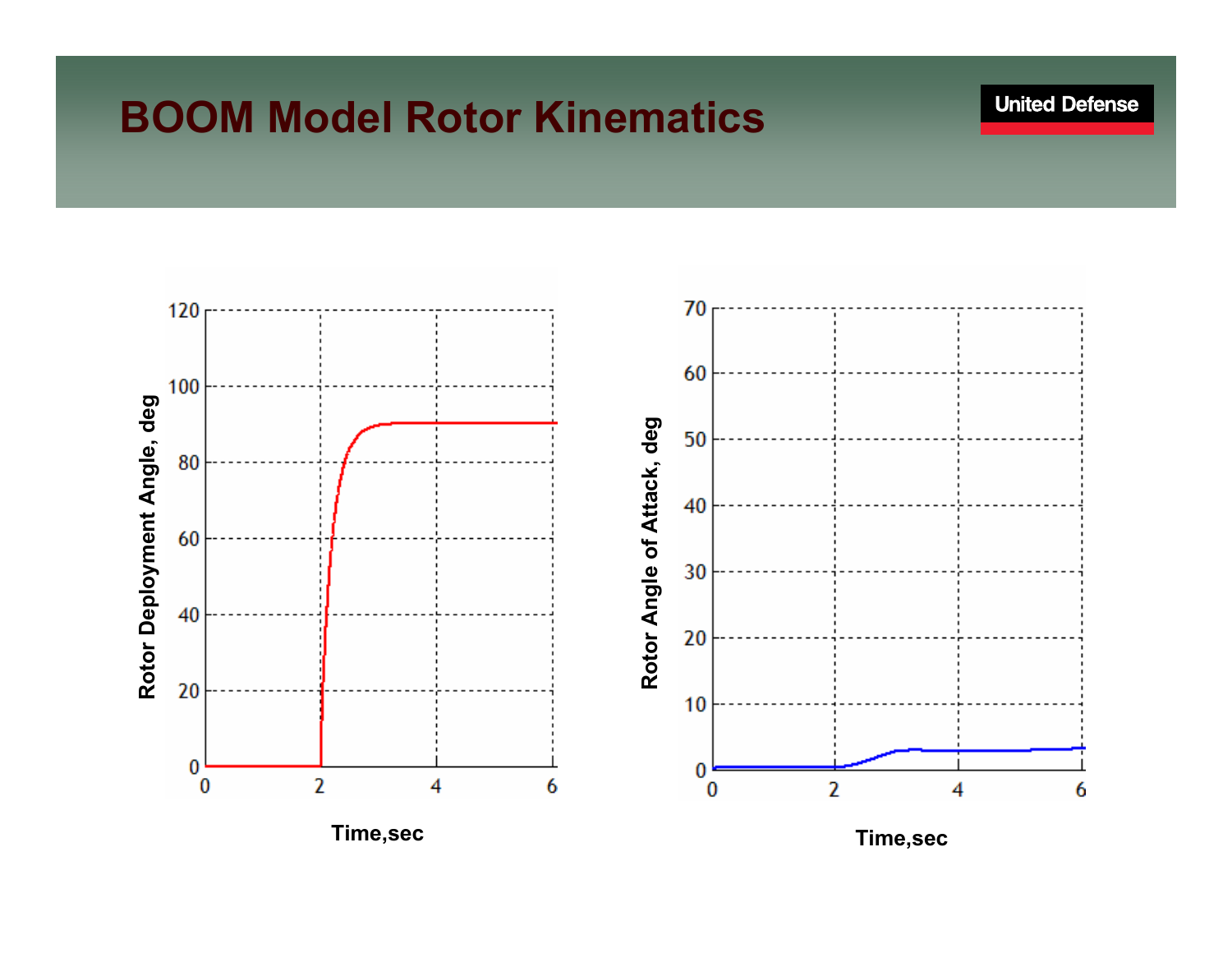# BOOM Model Rotor Kinematics

United Defense

Rotor Deployment Angle, deg

120
100
80
60
40
20
0

0 2 4 6

Time,sec

Rotor Angle of Attack, deg

70
60
50
40
30
20
10
0

0 2 4 6

Time,sec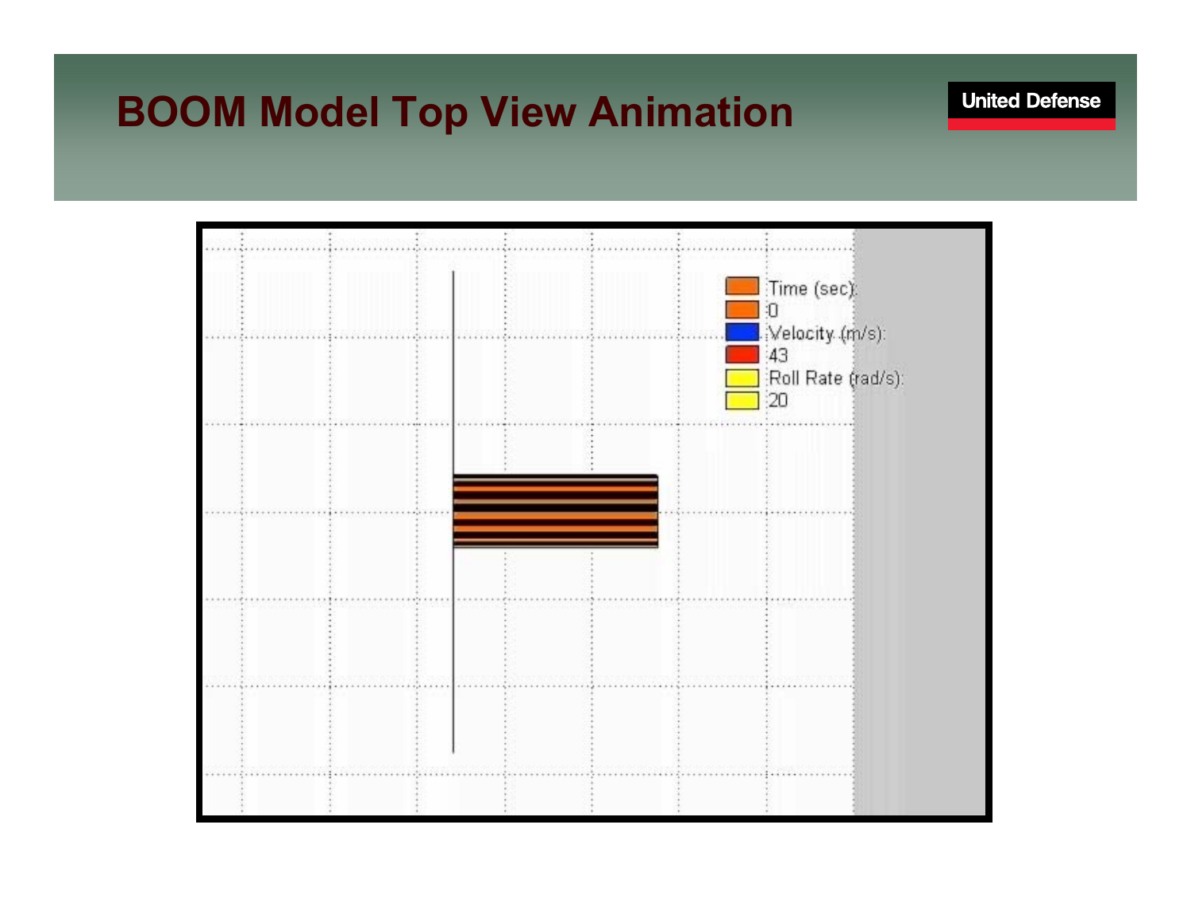# BOOM Model Top View Animation

Time (sec):
0
Velocity (m/s):
43
Roll Rate (rad/s):
20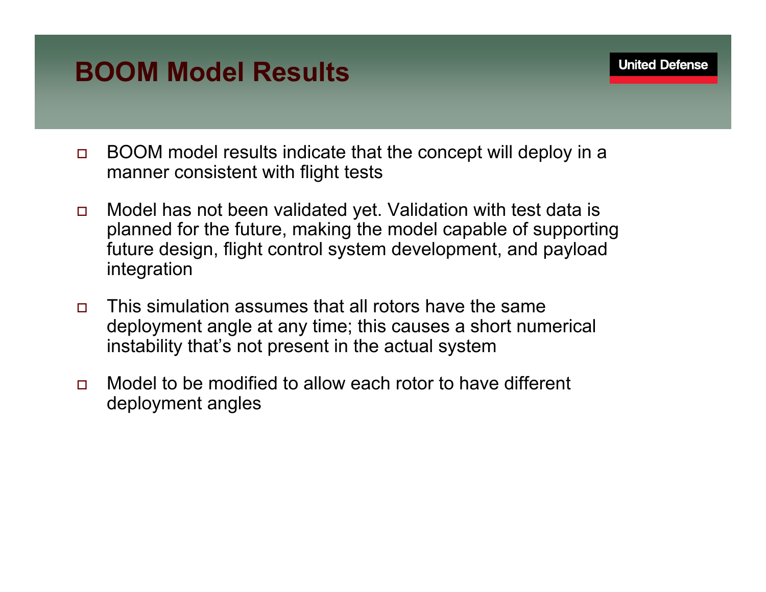# BOOM Model Results

- BOOM model results indicate that the concept will deploy in a manner consistent with flight tests
- Model has not been validated yet. Validation with test data is planned for the future, making the model capable of supporting future design, flight control system development, and payload integration
- This simulation assumes that all rotors have the same deployment angle at any time; this causes a short numerical instability that's not present in the actual system
- Model to be modified to allow each rotor to have different deployment angles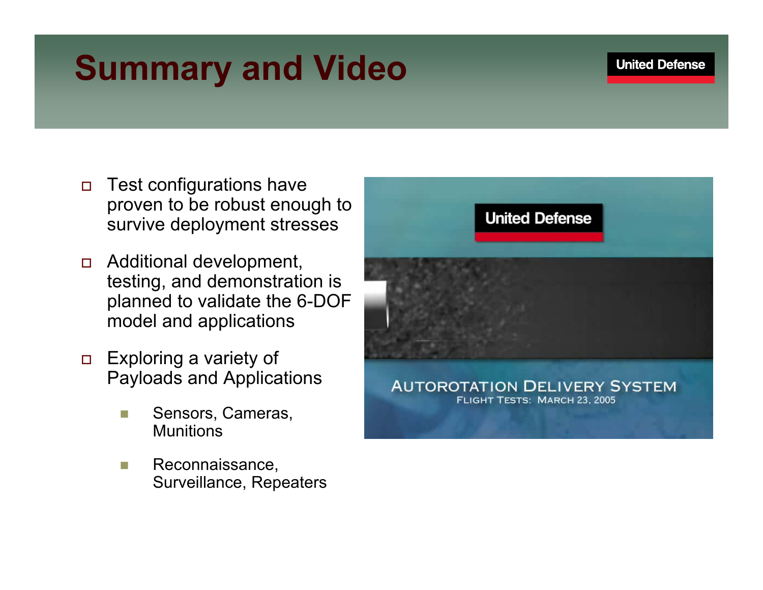# Summary and Video

United Defense

- Test configurations have proven to be robust enough to survive deployment stresses
- Additional development, testing, and demonstration is planned to validate the 6-DOF model and applications
- Exploring a variety of Payloads and Applications
  - Sensors, Cameras, Munitions
  - Reconnaissance, Surveillance, Repeaters

United Defense

AUTOROTATION DELIVERY SYSTEM
FLIGHT TESTS: MARCH 23, 2005